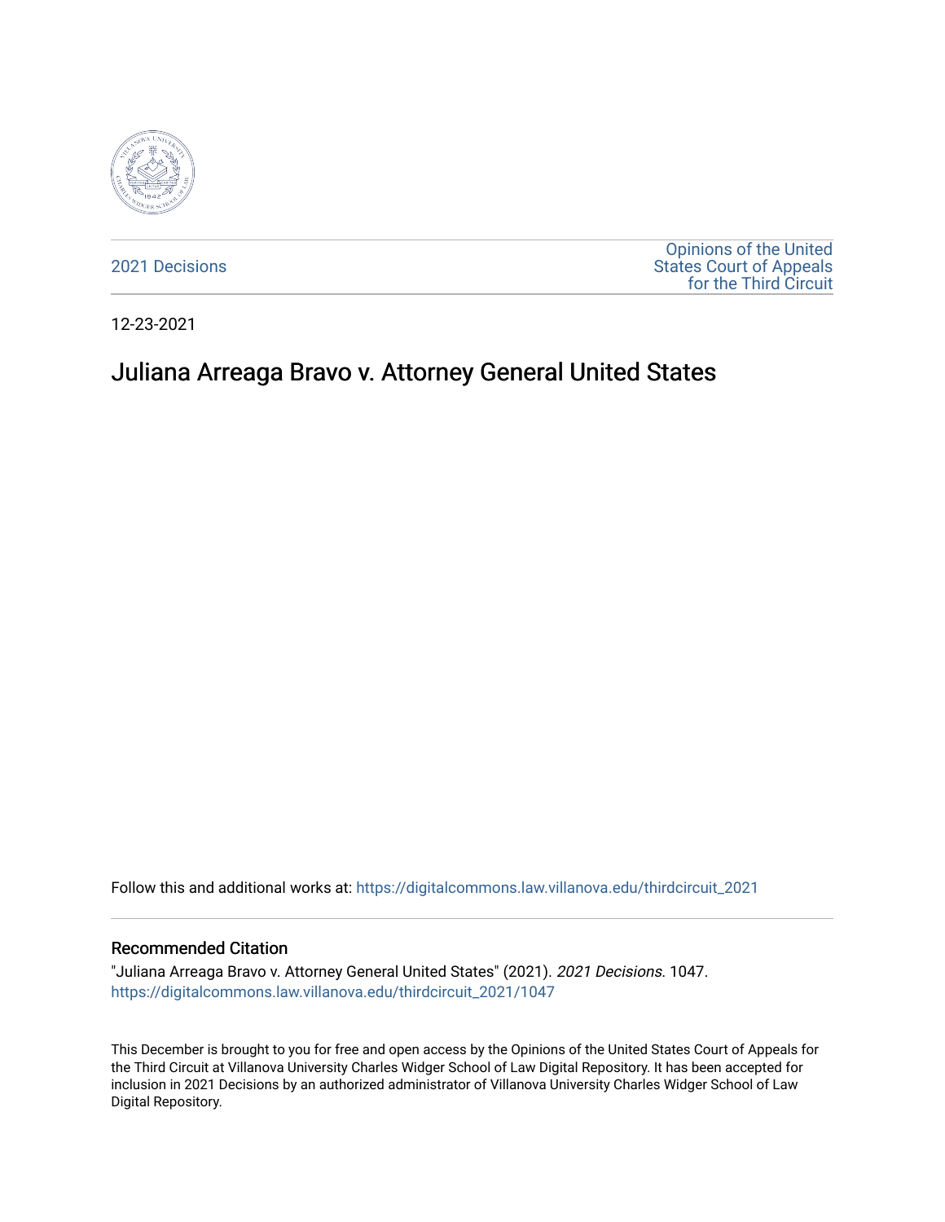2021 Decisions

Opinions of the United States Court of Appeals for the Third Circuit

12-23-2021

# Juliana Arreaga Bravo v. Attorney General United States

Follow this and additional works at: https://digitalcommons.law.villanova.edu/thirdcircuit_2021

## Recommended Citation

"Juliana Arreaga Bravo v. Attorney General United States" (2021). *2021 Decisions*. 1047.
https://digitalcommons.law.villanova.edu/thirdcircuit_2021/1047

This December is brought to you for free and open access by the Opinions of the United States Court of Appeals for the Third Circuit at Villanova University Charles Widger School of Law Digital Repository. It has been accepted for inclusion in 2021 Decisions by an authorized administrator of Villanova University Charles Widger School of Law Digital Repository.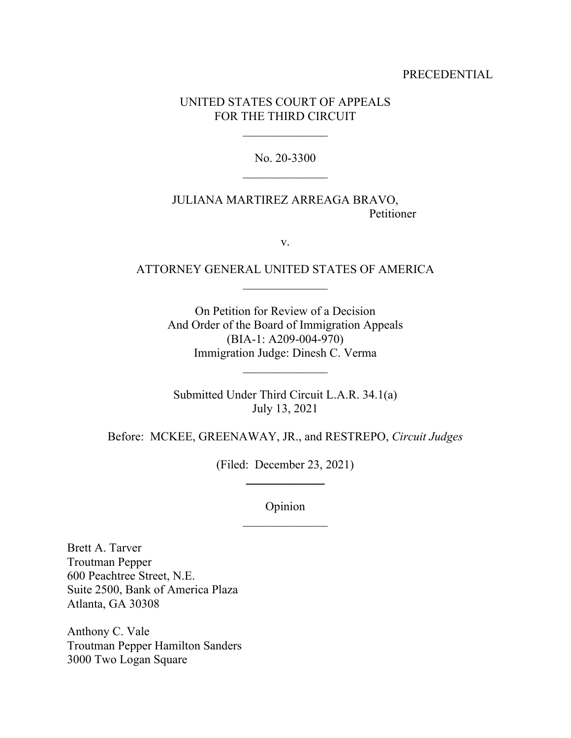PRECEDENTIAL

UNITED STATES COURT OF APPEALS
FOR THE THIRD CIRCUIT

______________

No. 20-3300

______________

JULIANA MARTIREZ ARREAGA BRAVO,
Petitioner

v.

ATTORNEY GENERAL UNITED STATES OF AMERICA

______________

On Petition for Review of a Decision
And Order of the Board of Immigration Appeals
(BIA-1: A209-004-970)
Immigration Judge: Dinesh C. Verma

______________

Submitted Under Third Circuit L.A.R. 34.1(a)
July 13, 2021

Before: MCKEE, GREENAWAY, JR., and RESTREPO, *Circuit Judges*

(Filed: December 23, 2021)

______________

Opinion

______________

Brett A. Tarver
Troutman Pepper
600 Peachtree Street, N.E.
Suite 2500, Bank of America Plaza
Atlanta, GA 30308

Anthony C. Vale
Troutman Pepper Hamilton Sanders
3000 Two Logan Square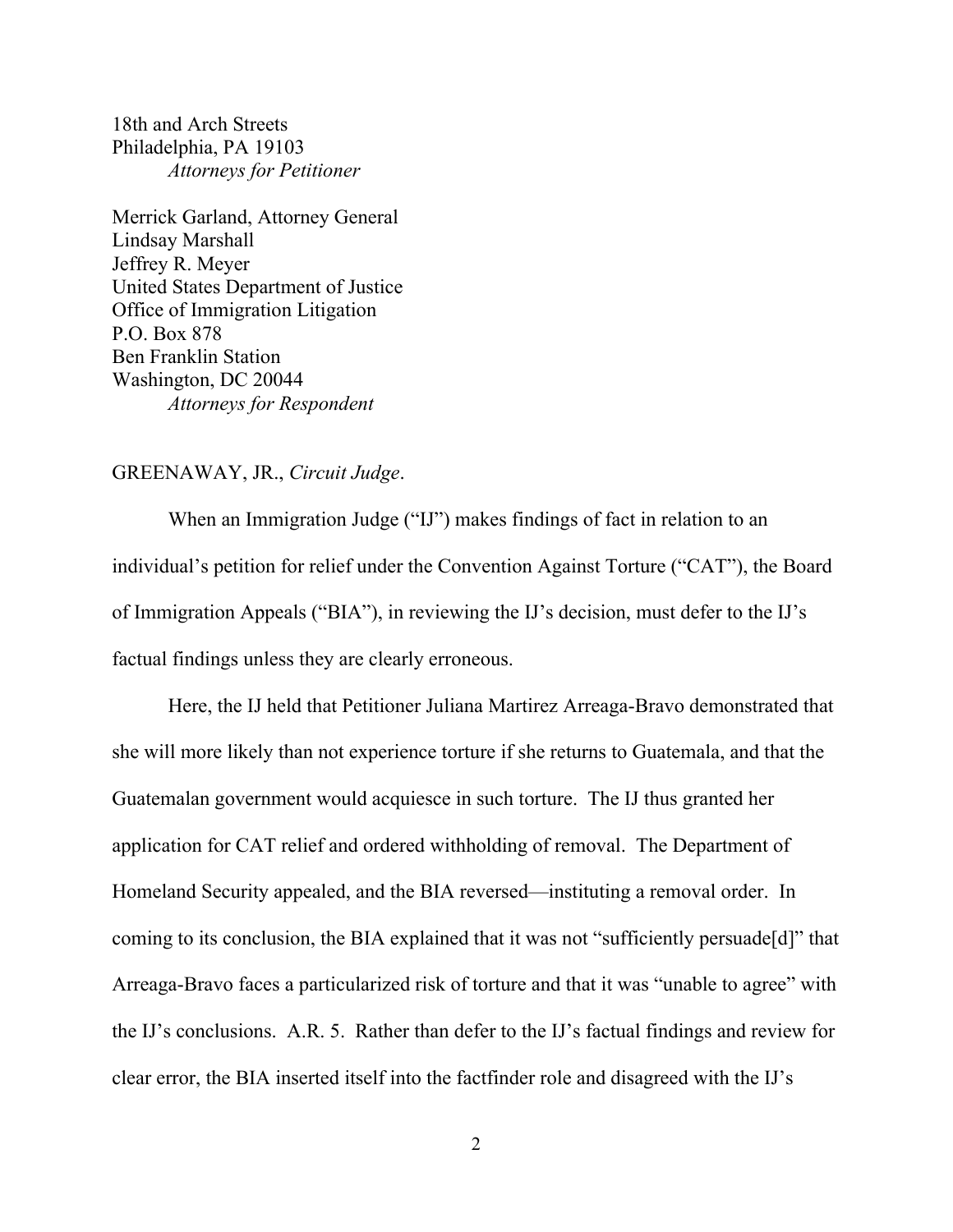18th and Arch Streets
Philadelphia, PA 19103
*Attorneys for Petitioner*

Merrick Garland, Attorney General
Lindsay Marshall
Jeffrey R. Meyer
United States Department of Justice
Office of Immigration Litigation
P.O. Box 878
Ben Franklin Station
Washington, DC 20044
*Attorneys for Respondent*

GREENAWAY, JR., *Circuit Judge*.

When an Immigration Judge ("IJ") makes findings of fact in relation to an individual's petition for relief under the Convention Against Torture ("CAT"), the Board of Immigration Appeals ("BIA"), in reviewing the IJ's decision, must defer to the IJ's factual findings unless they are clearly erroneous.

Here, the IJ held that Petitioner Juliana Martirez Arreaga-Bravo demonstrated that she will more likely than not experience torture if she returns to Guatemala, and that the Guatemalan government would acquiesce in such torture. The IJ thus granted her application for CAT relief and ordered withholding of removal. The Department of Homeland Security appealed, and the BIA reversed—instituting a removal order. In coming to its conclusion, the BIA explained that it was not "sufficiently persuade[d]" that Arreaga-Bravo faces a particularized risk of torture and that it was "unable to agree" with the IJ's conclusions. A.R. 5. Rather than defer to the IJ's factual findings and review for clear error, the BIA inserted itself into the factfinder role and disagreed with the IJ's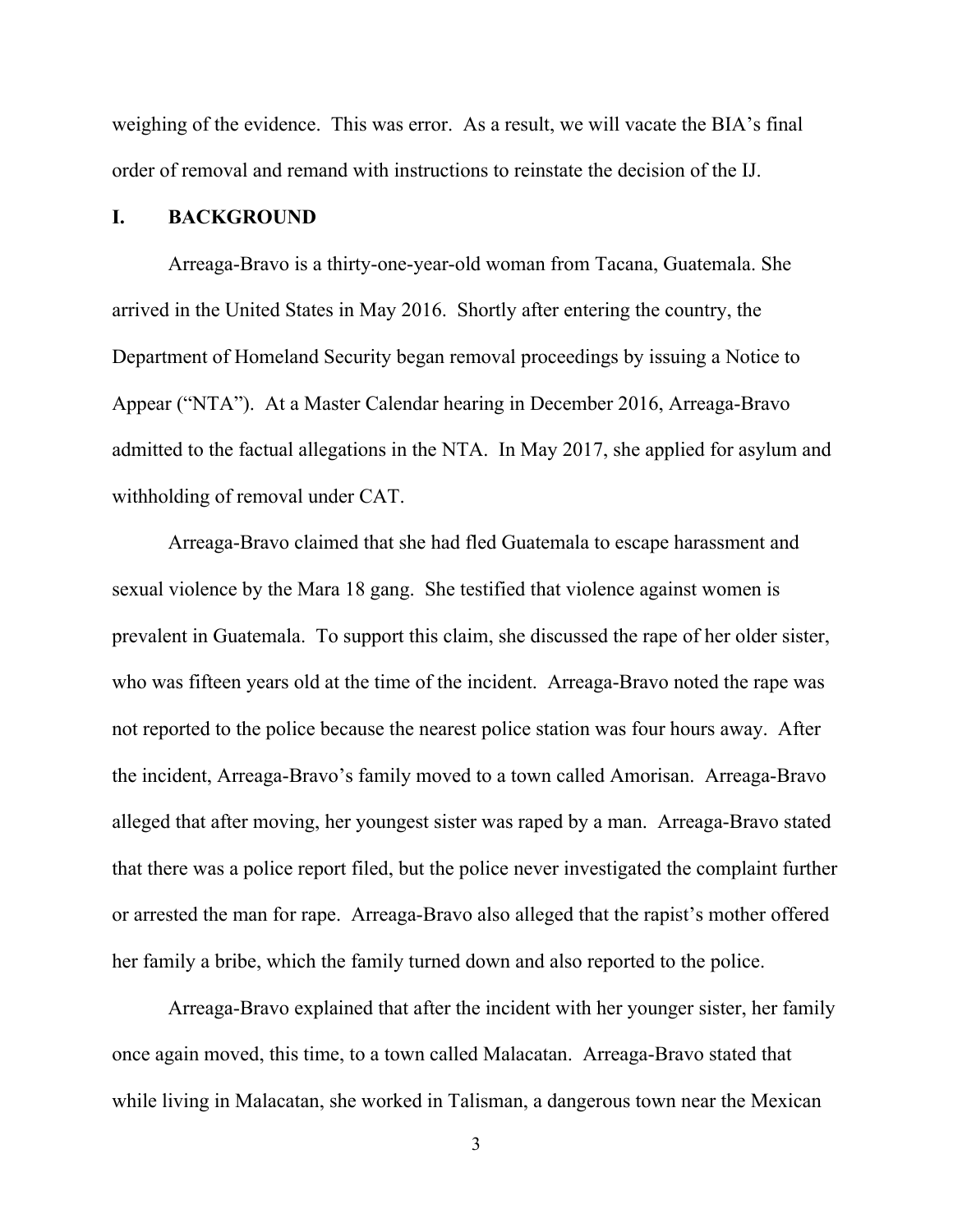weighing of the evidence. This was error. As a result, we will vacate the BIA's final order of removal and remand with instructions to reinstate the decision of the IJ.

## I. BACKGROUND

Arreaga-Bravo is a thirty-one-year-old woman from Tacana, Guatemala. She arrived in the United States in May 2016. Shortly after entering the country, the Department of Homeland Security began removal proceedings by issuing a Notice to Appear ("NTA"). At a Master Calendar hearing in December 2016, Arreaga-Bravo admitted to the factual allegations in the NTA. In May 2017, she applied for asylum and withholding of removal under CAT.

Arreaga-Bravo claimed that she had fled Guatemala to escape harassment and sexual violence by the Mara 18 gang. She testified that violence against women is prevalent in Guatemala. To support this claim, she discussed the rape of her older sister, who was fifteen years old at the time of the incident. Arreaga-Bravo noted the rape was not reported to the police because the nearest police station was four hours away. After the incident, Arreaga-Bravo's family moved to a town called Amorisan. Arreaga-Bravo alleged that after moving, her youngest sister was raped by a man. Arreaga-Bravo stated that there was a police report filed, but the police never investigated the complaint further or arrested the man for rape. Arreaga-Bravo also alleged that the rapist's mother offered her family a bribe, which the family turned down and also reported to the police.

Arreaga-Bravo explained that after the incident with her younger sister, her family once again moved, this time, to a town called Malacatan. Arreaga-Bravo stated that while living in Malacatan, she worked in Talisman, a dangerous town near the Mexican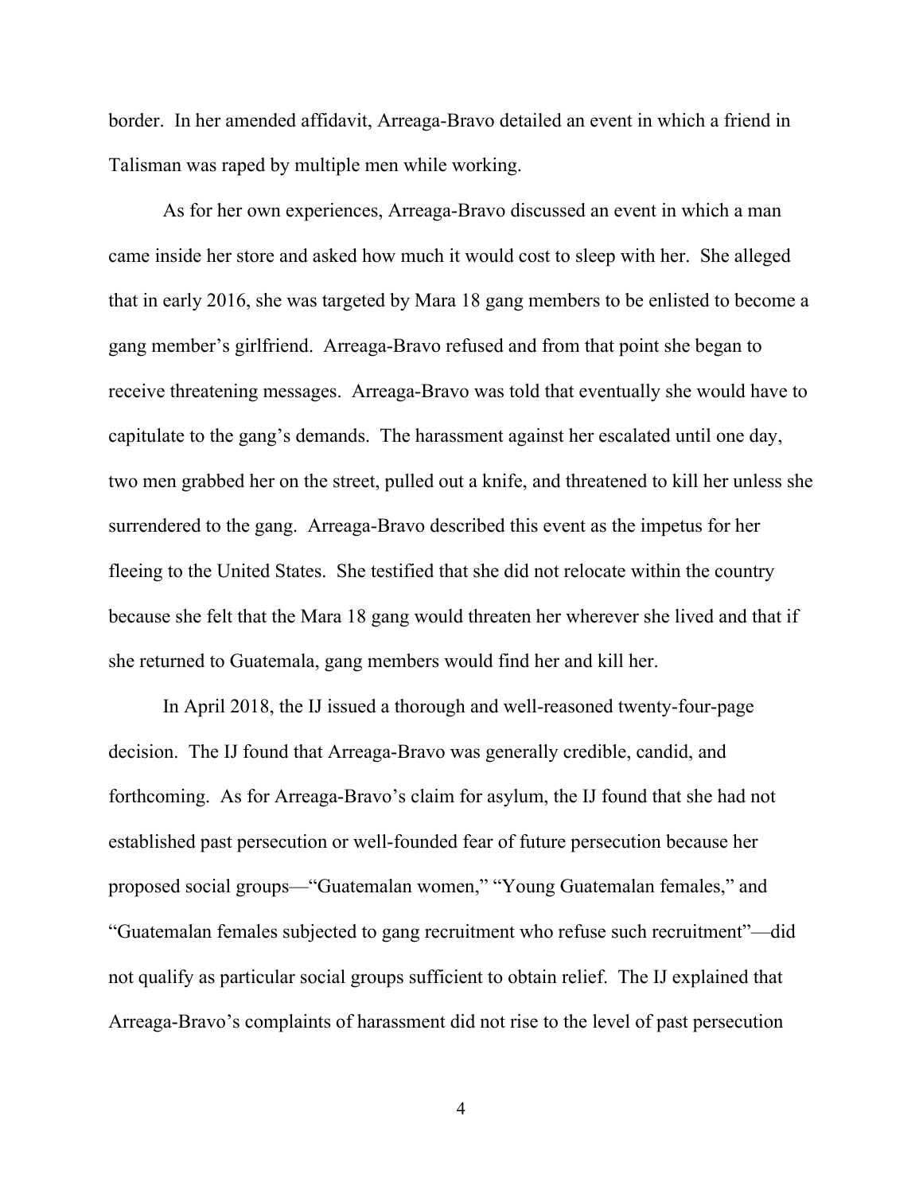border. In her amended affidavit, Arreaga-Bravo detailed an event in which a friend in Talisman was raped by multiple men while working.

As for her own experiences, Arreaga-Bravo discussed an event in which a man came inside her store and asked how much it would cost to sleep with her. She alleged that in early 2016, she was targeted by Mara 18 gang members to be enlisted to become a gang member's girlfriend. Arreaga-Bravo refused and from that point she began to receive threatening messages. Arreaga-Bravo was told that eventually she would have to capitulate to the gang's demands. The harassment against her escalated until one day, two men grabbed her on the street, pulled out a knife, and threatened to kill her unless she surrendered to the gang. Arreaga-Bravo described this event as the impetus for her fleeing to the United States. She testified that she did not relocate within the country because she felt that the Mara 18 gang would threaten her wherever she lived and that if she returned to Guatemala, gang members would find her and kill her.

In April 2018, the IJ issued a thorough and well-reasoned twenty-four-page decision. The IJ found that Arreaga-Bravo was generally credible, candid, and forthcoming. As for Arreaga-Bravo's claim for asylum, the IJ found that she had not established past persecution or well-founded fear of future persecution because her proposed social groups—"Guatemalan women," "Young Guatemalan females," and "Guatemalan females subjected to gang recruitment who refuse such recruitment"—did not qualify as particular social groups sufficient to obtain relief. The IJ explained that Arreaga-Bravo's complaints of harassment did not rise to the level of past persecution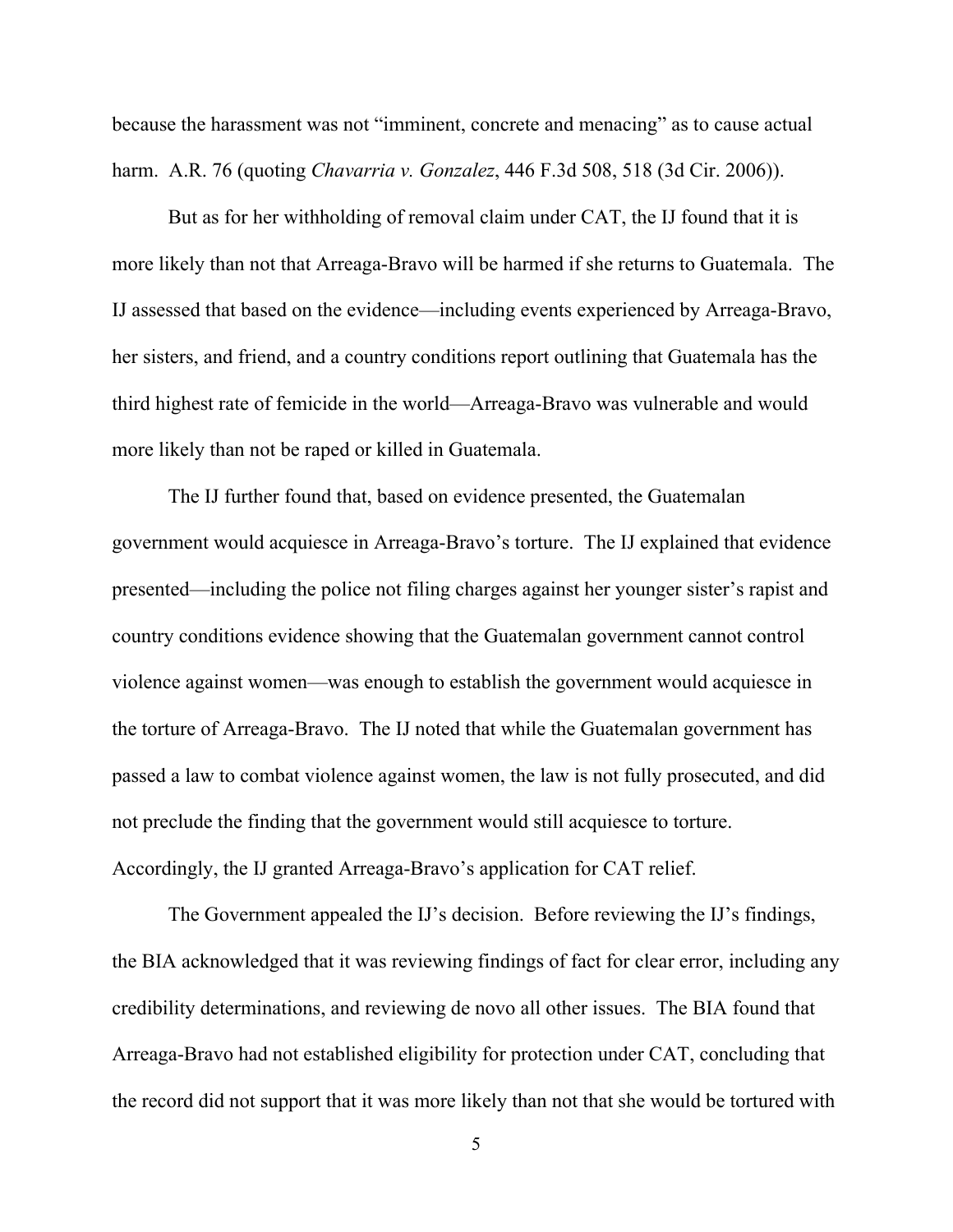because the harassment was not "imminent, concrete and menacing" as to cause actual harm. A.R. 76 (quoting *Chavarria v. Gonzalez*, 446 F.3d 508, 518 (3d Cir. 2006)).

But as for her withholding of removal claim under CAT, the IJ found that it is more likely than not that Arreaga-Bravo will be harmed if she returns to Guatemala. The IJ assessed that based on the evidence—including events experienced by Arreaga-Bravo, her sisters, and friend, and a country conditions report outlining that Guatemala has the third highest rate of femicide in the world—Arreaga-Bravo was vulnerable and would more likely than not be raped or killed in Guatemala.

The IJ further found that, based on evidence presented, the Guatemalan government would acquiesce in Arreaga-Bravo's torture. The IJ explained that evidence presented—including the police not filing charges against her younger sister's rapist and country conditions evidence showing that the Guatemalan government cannot control violence against women—was enough to establish the government would acquiesce in the torture of Arreaga-Bravo. The IJ noted that while the Guatemalan government has passed a law to combat violence against women, the law is not fully prosecuted, and did not preclude the finding that the government would still acquiesce to torture. Accordingly, the IJ granted Arreaga-Bravo's application for CAT relief.

The Government appealed the IJ's decision. Before reviewing the IJ's findings, the BIA acknowledged that it was reviewing findings of fact for clear error, including any credibility determinations, and reviewing de novo all other issues. The BIA found that Arreaga-Bravo had not established eligibility for protection under CAT, concluding that the record did not support that it was more likely than not that she would be tortured with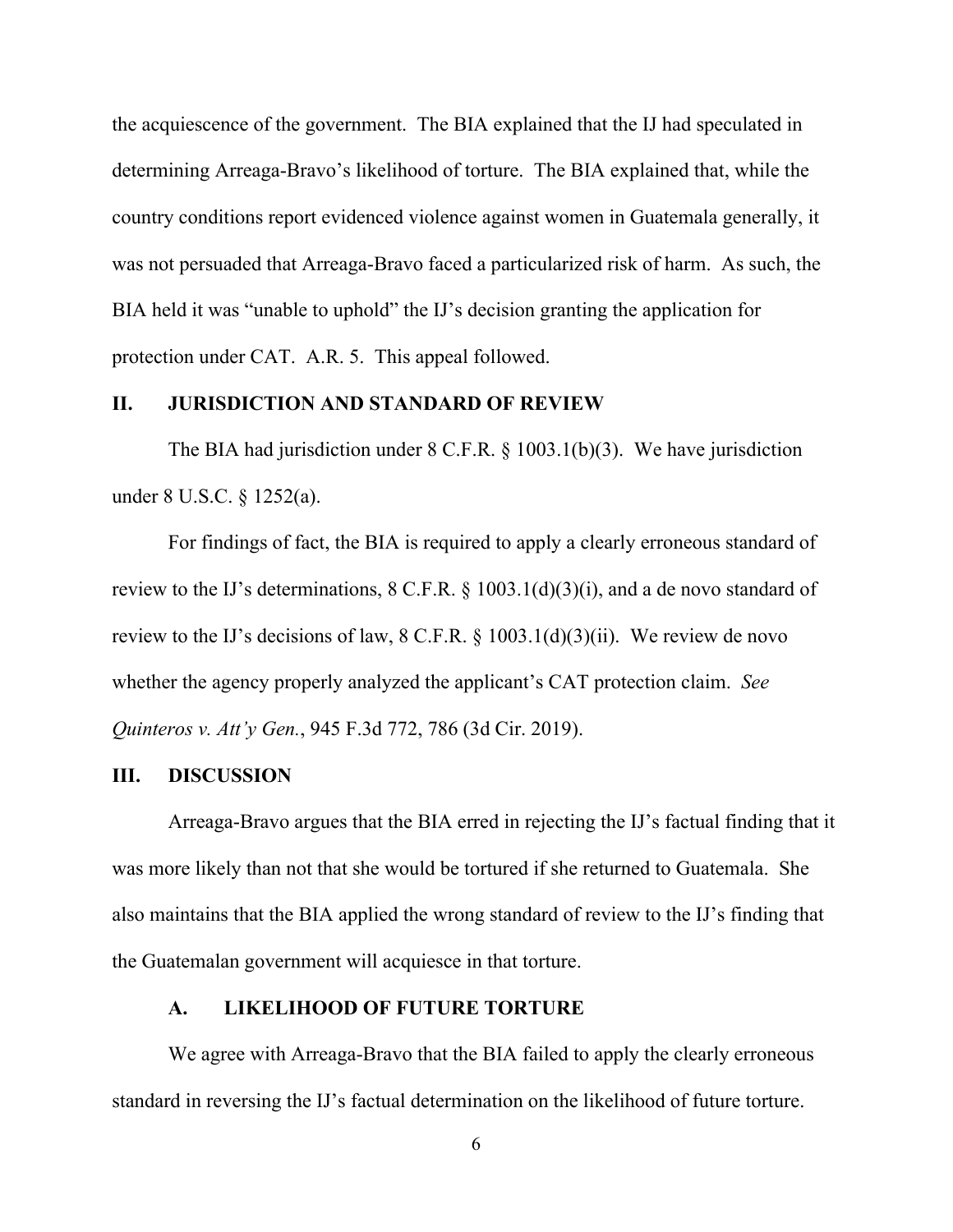the acquiescence of the government. The BIA explained that the IJ had speculated in determining Arreaga-Bravo's likelihood of torture. The BIA explained that, while the country conditions report evidenced violence against women in Guatemala generally, it was not persuaded that Arreaga-Bravo faced a particularized risk of harm. As such, the BIA held it was "unable to uphold" the IJ's decision granting the application for protection under CAT. A.R. 5. This appeal followed.

## II. JURISDICTION AND STANDARD OF REVIEW

The BIA had jurisdiction under 8 C.F.R. § 1003.1(b)(3). We have jurisdiction under 8 U.S.C. § 1252(a).

For findings of fact, the BIA is required to apply a clearly erroneous standard of review to the IJ's determinations, 8 C.F.R. § 1003.1(d)(3)(i), and a de novo standard of review to the IJ's decisions of law, 8 C.F.R. § 1003.1(d)(3)(ii). We review de novo whether the agency properly analyzed the applicant's CAT protection claim. *See Quinteros v. Att'y Gen.*, 945 F.3d 772, 786 (3d Cir. 2019).

## III. DISCUSSION

Arreaga-Bravo argues that the BIA erred in rejecting the IJ's factual finding that it was more likely than not that she would be tortured if she returned to Guatemala. She also maintains that the BIA applied the wrong standard of review to the IJ's finding that the Guatemalan government will acquiesce in that torture.

### A. LIKELIHOOD OF FUTURE TORTURE

We agree with Arreaga-Bravo that the BIA failed to apply the clearly erroneous standard in reversing the IJ's factual determination on the likelihood of future torture.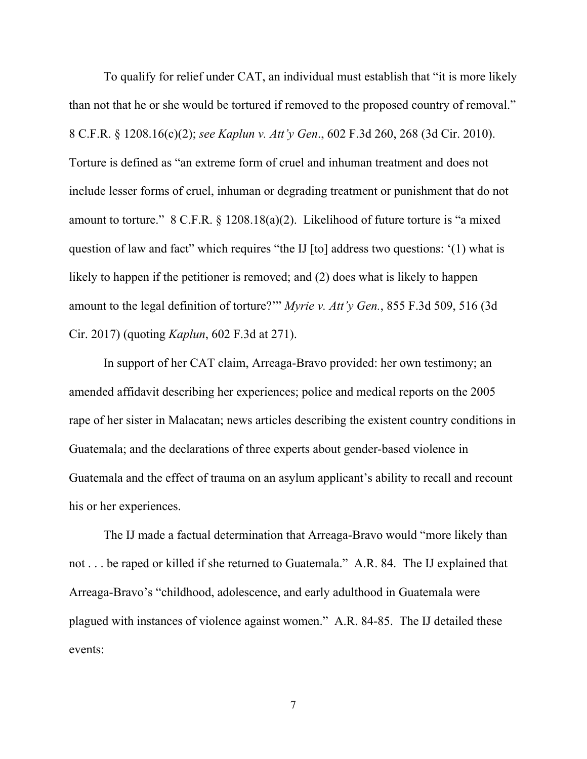To qualify for relief under CAT, an individual must establish that "it is more likely than not that he or she would be tortured if removed to the proposed country of removal." 8 C.F.R. § 1208.16(c)(2); *see Kaplun v. Att'y Gen*., 602 F.3d 260, 268 (3d Cir. 2010). Torture is defined as "an extreme form of cruel and inhuman treatment and does not include lesser forms of cruel, inhuman or degrading treatment or punishment that do not amount to torture." 8 C.F.R. § 1208.18(a)(2). Likelihood of future torture is "a mixed question of law and fact" which requires "the IJ [to] address two questions: '(1) what is likely to happen if the petitioner is removed; and (2) does what is likely to happen amount to the legal definition of torture?'" *Myrie v. Att'y Gen.*, 855 F.3d 509, 516 (3d Cir. 2017) (quoting *Kaplun*, 602 F.3d at 271).

In support of her CAT claim, Arreaga-Bravo provided: her own testimony; an amended affidavit describing her experiences; police and medical reports on the 2005 rape of her sister in Malacatan; news articles describing the existent country conditions in Guatemala; and the declarations of three experts about gender-based violence in Guatemala and the effect of trauma on an asylum applicant's ability to recall and recount his or her experiences.

The IJ made a factual determination that Arreaga-Bravo would "more likely than not . . . be raped or killed if she returned to Guatemala." A.R. 84. The IJ explained that Arreaga-Bravo's "childhood, adolescence, and early adulthood in Guatemala were plagued with instances of violence against women." A.R. 84-85. The IJ detailed these events: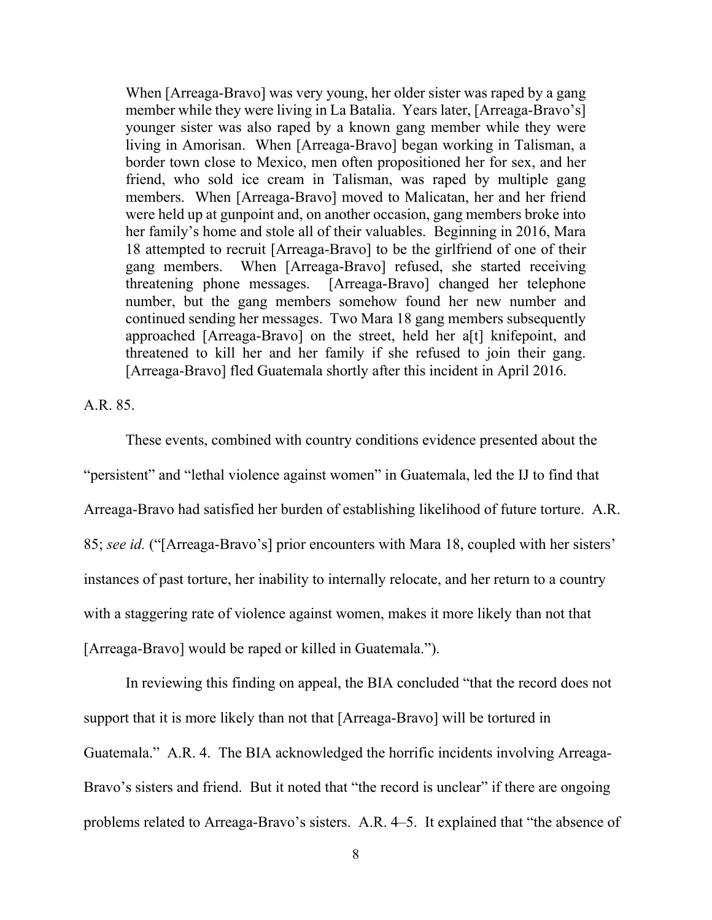> When [Arreaga-Bravo] was very young, her older sister was raped by a gang member while they were living in La Batalia. Years later, [Arreaga-Bravo's] younger sister was also raped by a known gang member while they were living in Amorisan. When [Arreaga-Bravo] began working in Talisman, a border town close to Mexico, men often propositioned her for sex, and her friend, who sold ice cream in Talisman, was raped by multiple gang members. When [Arreaga-Bravo] moved to Malicatan, her and her friend were held up at gunpoint and, on another occasion, gang members broke into her family's home and stole all of their valuables. Beginning in 2016, Mara 18 attempted to recruit [Arreaga-Bravo] to be the girlfriend of one of their gang members. When [Arreaga-Bravo] refused, she started receiving threatening phone messages. [Arreaga-Bravo] changed her telephone number, but the gang members somehow found her new number and continued sending her messages. Two Mara 18 gang members subsequently approached [Arreaga-Bravo] on the street, held her a[t] knifepoint, and threatened to kill her and her family if she refused to join their gang. [Arreaga-Bravo] fled Guatemala shortly after this incident in April 2016.

A.R. 85.

These events, combined with country conditions evidence presented about the "persistent" and "lethal violence against women" in Guatemala, led the IJ to find that Arreaga-Bravo had satisfied her burden of establishing likelihood of future torture. A.R. 85; *see id.* ("[Arreaga-Bravo's] prior encounters with Mara 18, coupled with her sisters' instances of past torture, her inability to internally relocate, and her return to a country with a staggering rate of violence against women, makes it more likely than not that [Arreaga-Bravo] would be raped or killed in Guatemala.").

In reviewing this finding on appeal, the BIA concluded "that the record does not support that it is more likely than not that [Arreaga-Bravo] will be tortured in Guatemala." A.R. 4. The BIA acknowledged the horrific incidents involving Arreaga-Bravo's sisters and friend. But it noted that "the record is unclear" if there are ongoing problems related to Arreaga-Bravo's sisters. A.R. 4–5. It explained that "the absence of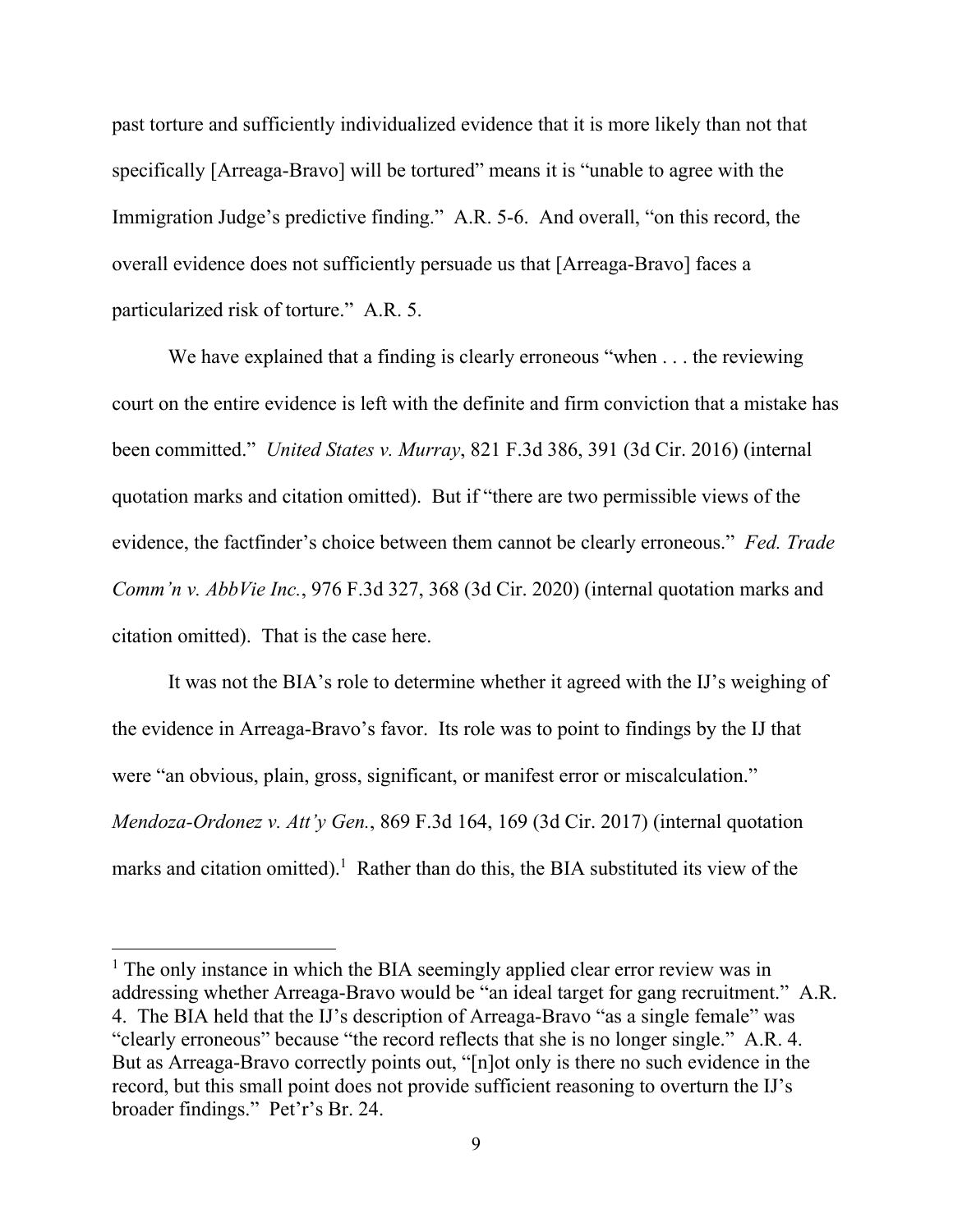past torture and sufficiently individualized evidence that it is more likely than not that specifically [Arreaga-Bravo] will be tortured" means it is "unable to agree with the Immigration Judge's predictive finding." A.R. 5-6. And overall, "on this record, the overall evidence does not sufficiently persuade us that [Arreaga-Bravo] faces a particularized risk of torture." A.R. 5.

We have explained that a finding is clearly erroneous "when . . . the reviewing court on the entire evidence is left with the definite and firm conviction that a mistake has been committed." *United States v. Murray*, 821 F.3d 386, 391 (3d Cir. 2016) (internal quotation marks and citation omitted). But if "there are two permissible views of the evidence, the factfinder's choice between them cannot be clearly erroneous." *Fed. Trade Comm'n v. AbbVie Inc.*, 976 F.3d 327, 368 (3d Cir. 2020) (internal quotation marks and citation omitted). That is the case here.

It was not the BIA's role to determine whether it agreed with the IJ's weighing of the evidence in Arreaga-Bravo's favor. Its role was to point to findings by the IJ that were "an obvious, plain, gross, significant, or manifest error or miscalculation." *Mendoza-Ordonez v. Att'y Gen.*, 869 F.3d 164, 169 (3d Cir. 2017) (internal quotation marks and citation omitted).[1] Rather than do this, the BIA substituted its view of the

[1] The only instance in which the BIA seemingly applied clear error review was in addressing whether Arreaga-Bravo would be "an ideal target for gang recruitment." A.R. 4. The BIA held that the IJ's description of Arreaga-Bravo "as a single female" was "clearly erroneous" because "the record reflects that she is no longer single." A.R. 4. But as Arreaga-Bravo correctly points out, "[n]ot only is there no such evidence in the record, but this small point does not provide sufficient reasoning to overturn the IJ's broader findings." Pet'r's Br. 24.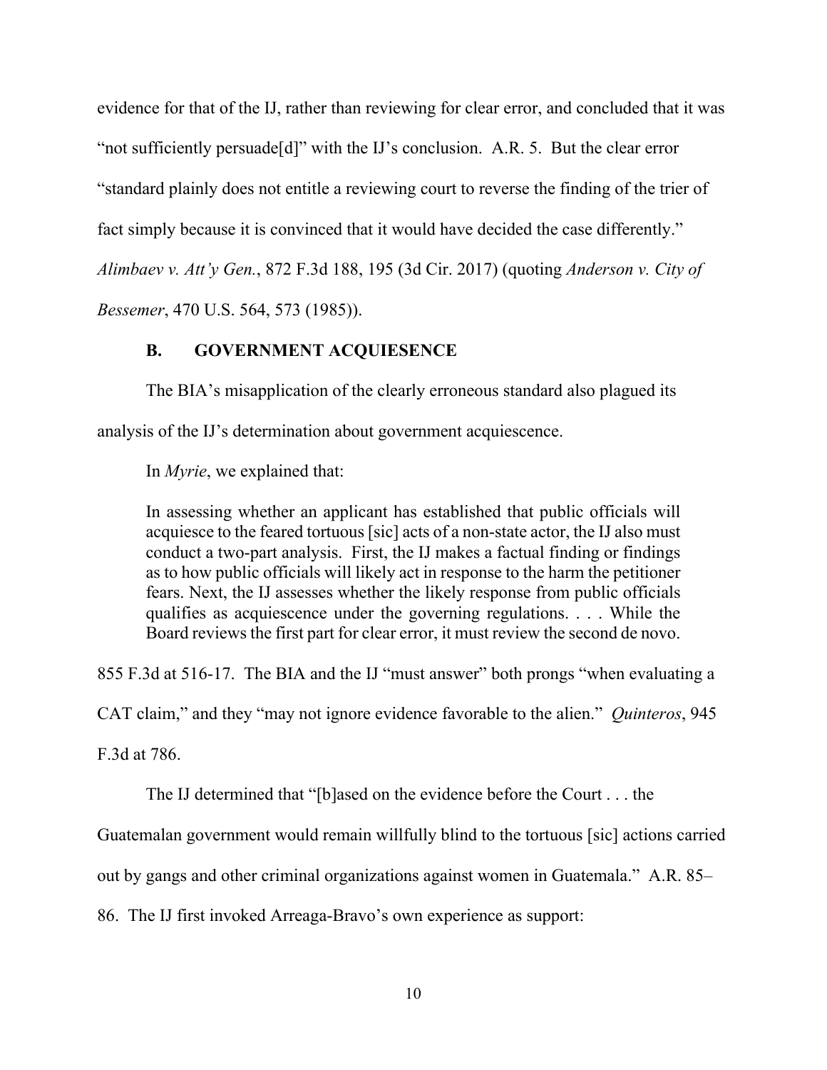evidence for that of the IJ, rather than reviewing for clear error, and concluded that it was "not sufficiently persuade[d]" with the IJ's conclusion. A.R. 5. But the clear error "standard plainly does not entitle a reviewing court to reverse the finding of the trier of fact simply because it is convinced that it would have decided the case differently." *Alimbaev v. Att'y Gen.*, 872 F.3d 188, 195 (3d Cir. 2017) (quoting *Anderson v. City of Bessemer*, 470 U.S. 564, 573 (1985)).

### B. GOVERNMENT ACQUIESENCE

The BIA's misapplication of the clearly erroneous standard also plagued its analysis of the IJ's determination about government acquiescence.

In *Myrie*, we explained that:

> In assessing whether an applicant has established that public officials will acquiesce to the feared tortuous [sic] acts of a non-state actor, the IJ also must conduct a two-part analysis. First, the IJ makes a factual finding or findings as to how public officials will likely act in response to the harm the petitioner fears. Next, the IJ assesses whether the likely response from public officials qualifies as acquiescence under the governing regulations. . . . While the Board reviews the first part for clear error, it must review the second de novo.

855 F.3d at 516-17. The BIA and the IJ "must answer" both prongs "when evaluating a CAT claim," and they "may not ignore evidence favorable to the alien." *Quinteros*, 945 F.3d at 786.

The IJ determined that "[b]ased on the evidence before the Court . . . the Guatemalan government would remain willfully blind to the tortuous [sic] actions carried out by gangs and other criminal organizations against women in Guatemala." A.R. 85–86. The IJ first invoked Arreaga-Bravo's own experience as support: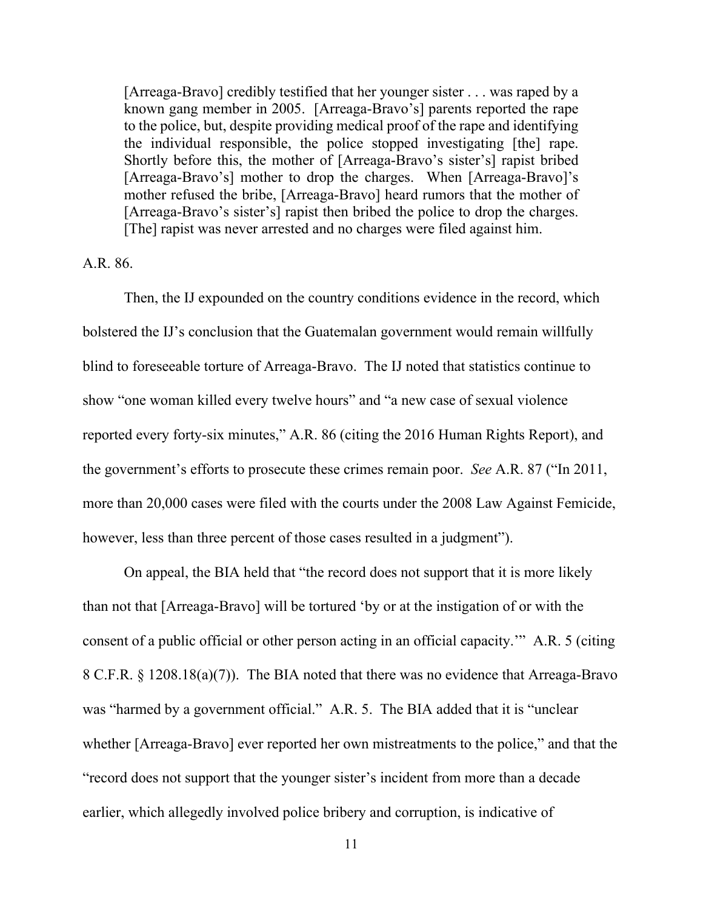> [Arreaga-Bravo] credibly testified that her younger sister . . . was raped by a known gang member in 2005. [Arreaga-Bravo's] parents reported the rape to the police, but, despite providing medical proof of the rape and identifying the individual responsible, the police stopped investigating [the] rape. Shortly before this, the mother of [Arreaga-Bravo's sister's] rapist bribed [Arreaga-Bravo's] mother to drop the charges. When [Arreaga-Bravo]'s mother refused the bribe, [Arreaga-Bravo] heard rumors that the mother of [Arreaga-Bravo's sister's] rapist then bribed the police to drop the charges. [The] rapist was never arrested and no charges were filed against him.

A.R. 86.

Then, the IJ expounded on the country conditions evidence in the record, which bolstered the IJ's conclusion that the Guatemalan government would remain willfully blind to foreseeable torture of Arreaga-Bravo. The IJ noted that statistics continue to show "one woman killed every twelve hours" and "a new case of sexual violence reported every forty-six minutes," A.R. 86 (citing the 2016 Human Rights Report), and the government's efforts to prosecute these crimes remain poor. *See* A.R. 87 ("In 2011, more than 20,000 cases were filed with the courts under the 2008 Law Against Femicide, however, less than three percent of those cases resulted in a judgment").

On appeal, the BIA held that "the record does not support that it is more likely than not that [Arreaga-Bravo] will be tortured 'by or at the instigation of or with the consent of a public official or other person acting in an official capacity.'" A.R. 5 (citing 8 C.F.R. § 1208.18(a)(7)). The BIA noted that there was no evidence that Arreaga-Bravo was "harmed by a government official." A.R. 5. The BIA added that it is "unclear whether [Arreaga-Bravo] ever reported her own mistreatments to the police," and that the "record does not support that the younger sister's incident from more than a decade earlier, which allegedly involved police bribery and corruption, is indicative of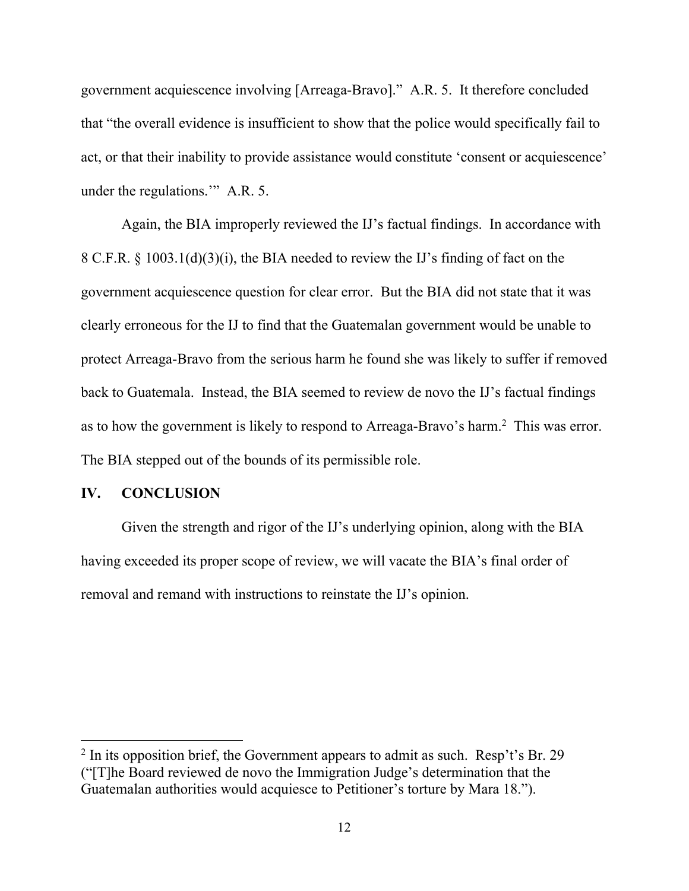government acquiescence involving [Arreaga-Bravo]." A.R. 5. It therefore concluded that "the overall evidence is insufficient to show that the police would specifically fail to act, or that their inability to provide assistance would constitute 'consent or acquiescence' under the regulations.'" A.R. 5.

Again, the BIA improperly reviewed the IJ's factual findings. In accordance with 8 C.F.R. § 1003.1(d)(3)(i), the BIA needed to review the IJ's finding of fact on the government acquiescence question for clear error. But the BIA did not state that it was clearly erroneous for the IJ to find that the Guatemalan government would be unable to protect Arreaga-Bravo from the serious harm he found she was likely to suffer if removed back to Guatemala. Instead, the BIA seemed to review de novo the IJ's factual findings as to how the government is likely to respond to Arreaga-Bravo's harm.[2] This was error. The BIA stepped out of the bounds of its permissible role.

## IV. CONCLUSION

Given the strength and rigor of the IJ's underlying opinion, along with the BIA having exceeded its proper scope of review, we will vacate the BIA's final order of removal and remand with instructions to reinstate the IJ's opinion.

---

[2] In its opposition brief, the Government appears to admit as such. Resp't's Br. 29 ("[T]he Board reviewed de novo the Immigration Judge's determination that the Guatemalan authorities would acquiesce to Petitioner's torture by Mara 18.").